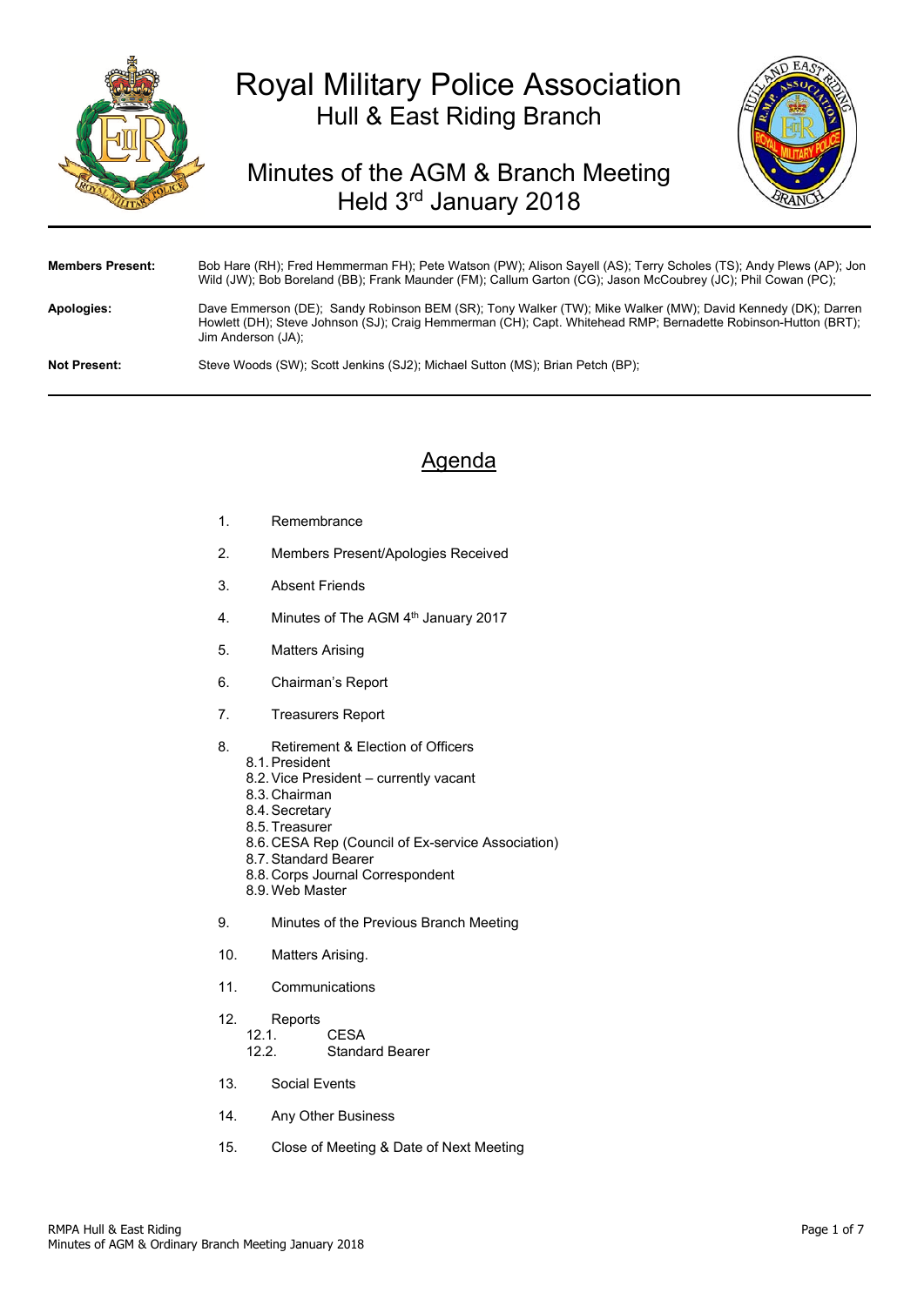# Royal Military Police Association

## Hull & East Riding Branch

## Minutes of the AGM & Branch Meeting Held 3rd January 2018

| | |
|---|---|
| **Members Present:** | Bob Hare (RH); Fred Hemmerman FH); Pete Watson (PW); Alison Sayell (AS); Terry Scholes (TS); Andy Plews (AP); Jon Wild (JW); Bob Boreland (BB); Frank Maunder (FM); Callum Garton (CG); Jason McCoubrey (JC); Phil Cowan (PC); |
| **Apologies:** | Dave Emmerson (DE); Sandy Robinson BEM (SR); Tony Walker (TW); Mike Walker (MW); David Kennedy (DK); Darren Howlett (DH); Steve Johnson (SJ); Craig Hemmerman (CH); Capt. Whitehead RMP; Bernadette Robinson-Hutton (BRT); Jim Anderson (JA); |
| **Not Present:** | Steve Woods (SW); Scott Jenkins (SJ2); Michael Sutton (MS); Brian Petch (BP); |

## Agenda

1. Remembrance
2. Members Present/Apologies Received
3. Absent Friends
4. Minutes of The AGM 4th January 2017
5. Matters Arising
6. Chairman's Report
7. Treasurers Report
8. Retirement & Election of Officers
   - 8.1. President
   - 8.2. Vice President – currently vacant
   - 8.3. Chairman
   - 8.4. Secretary
   - 8.5. Treasurer
   - 8.6. CESA Rep (Council of Ex-service Association)
   - 8.7. Standard Bearer
   - 8.8. Corps Journal Correspondent
   - 8.9. Web Master
9. Minutes of the Previous Branch Meeting
10. Matters Arising.
11. Communications
12. Reports
    - 12.1. CESA
    - 12.2. Standard Bearer
13. Social Events
14. Any Other Business
15. Close of Meeting & Date of Next Meeting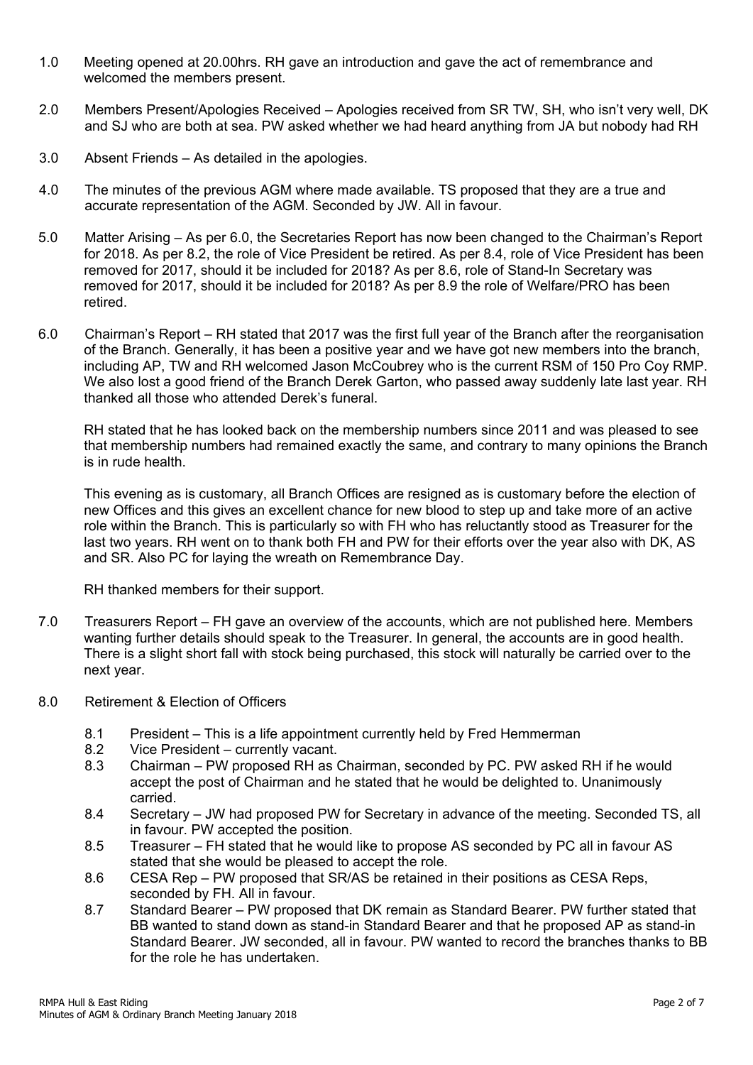1.0 Meeting opened at 20.00hrs. RH gave an introduction and gave the act of remembrance and welcomed the members present.

2.0 Members Present/Apologies Received – Apologies received from SR TW, SH, who isn't very well, DK and SJ who are both at sea. PW asked whether we had heard anything from JA but nobody had RH

3.0 Absent Friends – As detailed in the apologies.

4.0 The minutes of the previous AGM where made available. TS proposed that they are a true and accurate representation of the AGM. Seconded by JW. All in favour.

5.0 Matter Arising – As per 6.0, the Secretaries Report has now been changed to the Chairman's Report for 2018. As per 8.2, the role of Vice President be retired. As per 8.4, role of Vice President has been removed for 2017, should it be included for 2018? As per 8.6, role of Stand-In Secretary was removed for 2017, should it be included for 2018? As per 8.9 the role of Welfare/PRO has been retired.

6.0 Chairman's Report – RH stated that 2017 was the first full year of the Branch after the reorganisation of the Branch. Generally, it has been a positive year and we have got new members into the branch, including AP, TW and RH welcomed Jason McCoubrey who is the current RSM of 150 Pro Coy RMP. We also lost a good friend of the Branch Derek Garton, who passed away suddenly late last year. RH thanked all those who attended Derek's funeral.

RH stated that he has looked back on the membership numbers since 2011 and was pleased to see that membership numbers had remained exactly the same, and contrary to many opinions the Branch is in rude health.

This evening as is customary, all Branch Offices are resigned as is customary before the election of new Offices and this gives an excellent chance for new blood to step up and take more of an active role within the Branch. This is particularly so with FH who has reluctantly stood as Treasurer for the last two years. RH went on to thank both FH and PW for their efforts over the year also with DK, AS and SR. Also PC for laying the wreath on Remembrance Day.

RH thanked members for their support.

7.0 Treasurers Report – FH gave an overview of the accounts, which are not published here. Members wanting further details should speak to the Treasurer. In general, the accounts are in good health. There is a slight short fall with stock being purchased, this stock will naturally be carried over to the next year.

8.0 Retirement & Election of Officers

8.1 President – This is a life appointment currently held by Fred Hemmerman

8.2 Vice President – currently vacant.

8.3 Chairman – PW proposed RH as Chairman, seconded by PC. PW asked RH if he would accept the post of Chairman and he stated that he would be delighted to. Unanimously carried.

8.4 Secretary – JW had proposed PW for Secretary in advance of the meeting. Seconded TS, all in favour. PW accepted the position.

8.5 Treasurer – FH stated that he would like to propose AS seconded by PC all in favour AS stated that she would be pleased to accept the role.

8.6 CESA Rep – PW proposed that SR/AS be retained in their positions as CESA Reps, seconded by FH. All in favour.

8.7 Standard Bearer – PW proposed that DK remain as Standard Bearer. PW further stated that BB wanted to stand down as stand-in Standard Bearer and that he proposed AP as stand-in Standard Bearer. JW seconded, all in favour. PW wanted to record the branches thanks to BB for the role he has undertaken.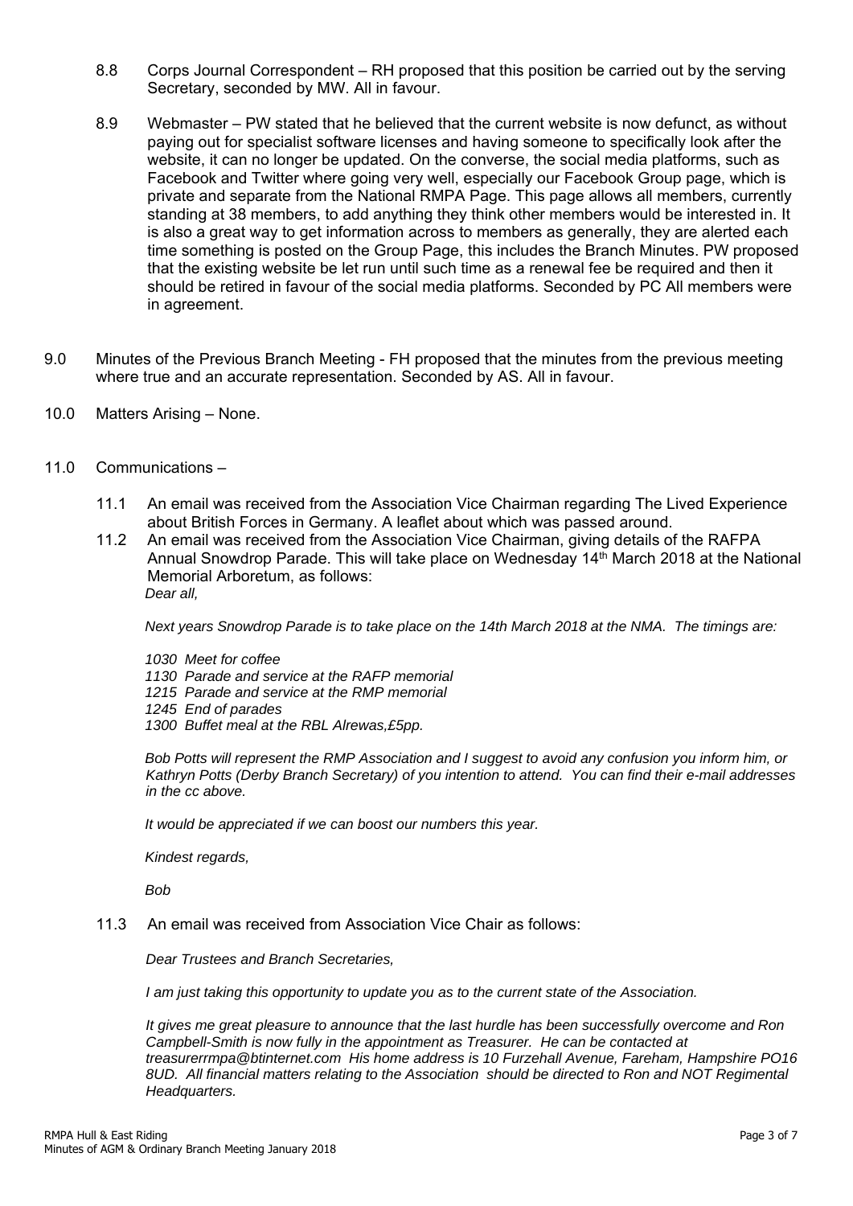8.8 Corps Journal Correspondent – RH proposed that this position be carried out by the serving Secretary, seconded by MW. All in favour.

8.9 Webmaster – PW stated that he believed that the current website is now defunct, as without paying out for specialist software licenses and having someone to specifically look after the website, it can no longer be updated. On the converse, the social media platforms, such as Facebook and Twitter where going very well, especially our Facebook Group page, which is private and separate from the National RMPA Page. This page allows all members, currently standing at 38 members, to add anything they think other members would be interested in. It is also a great way to get information across to members as generally, they are alerted each time something is posted on the Group Page, this includes the Branch Minutes. PW proposed that the existing website be let run until such time as a renewal fee be required and then it should be retired in favour of the social media platforms. Seconded by PC All members were in agreement.

9.0 Minutes of the Previous Branch Meeting - FH proposed that the minutes from the previous meeting where true and an accurate representation. Seconded by AS. All in favour.

10.0 Matters Arising – None.

11.0 Communications –

11.1 An email was received from the Association Vice Chairman regarding The Lived Experience about British Forces in Germany. A leaflet about which was passed around.

11.2 An email was received from the Association Vice Chairman, giving details of the RAFPA Annual Snowdrop Parade. This will take place on Wednesday 14th March 2018 at the National Memorial Arboretum, as follows:

*Dear all,*

*Next years Snowdrop Parade is to take place on the 14th March 2018 at the NMA. The timings are:*

*1030 Meet for coffee*
*1130 Parade and service at the RAFP memorial*
*1215 Parade and service at the RMP memorial*
*1245 End of parades*
*1300 Buffet meal at the RBL Alrewas,£5pp.*

*Bob Potts will represent the RMP Association and I suggest to avoid any confusion you inform him, or Kathryn Potts (Derby Branch Secretary) of you intention to attend. You can find their e-mail addresses in the cc above.*

*It would be appreciated if we can boost our numbers this year.*

*Kindest regards,*

*Bob*

11.3 An email was received from Association Vice Chair as follows:

*Dear Trustees and Branch Secretaries,*

*I am just taking this opportunity to update you as to the current state of the Association.*

*It gives me great pleasure to announce that the last hurdle has been successfully overcome and Ron Campbell-Smith is now fully in the appointment as Treasurer. He can be contacted at treasurerrmpa@btinternet.com His home address is 10 Furzehall Avenue, Fareham, Hampshire PO16 8UD. All financial matters relating to the Association should be directed to Ron and NOT Regimental Headquarters.*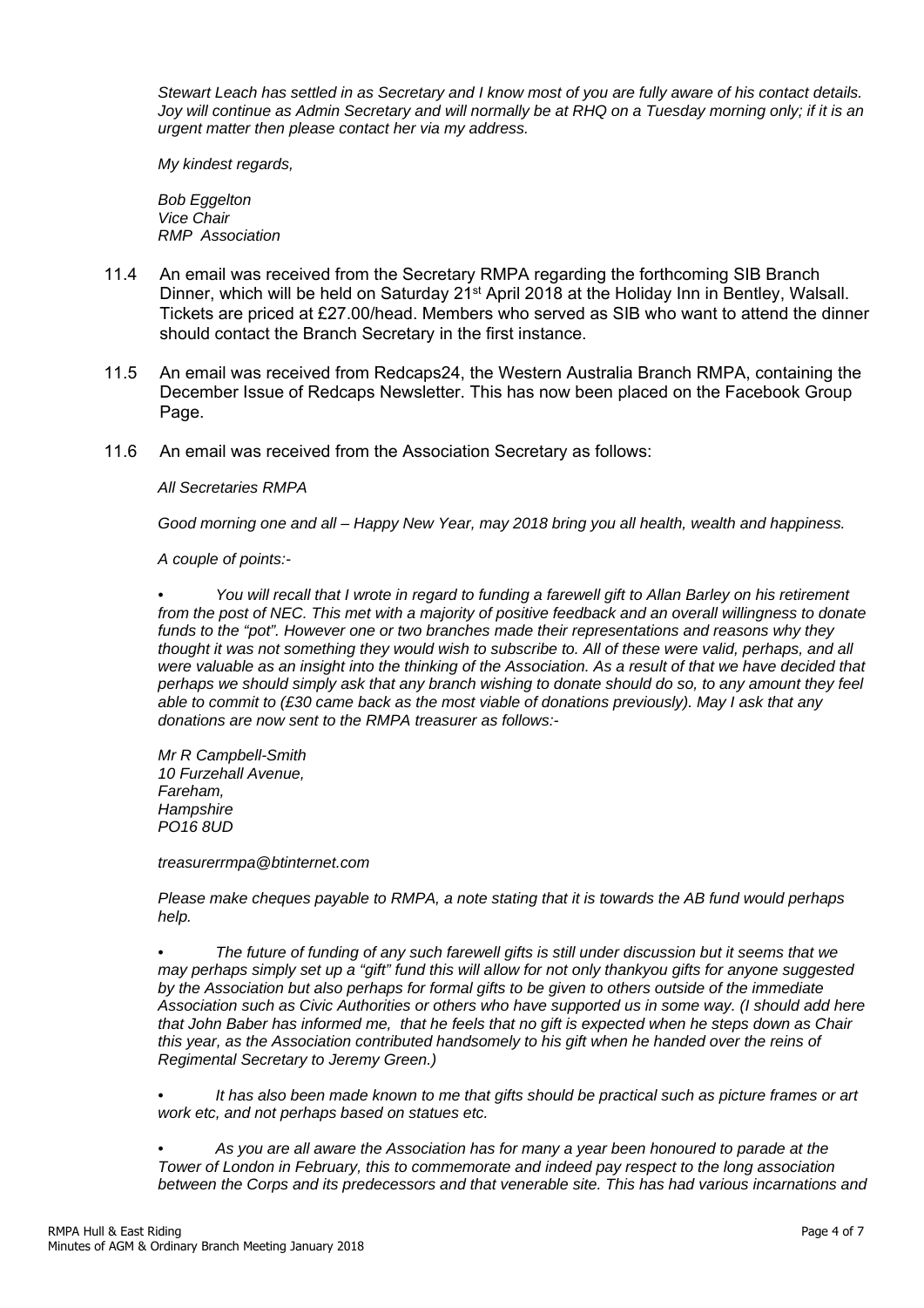*Stewart Leach has settled in as Secretary and I know most of you are fully aware of his contact details. Joy will continue as Admin Secretary and will normally be at RHQ on a Tuesday morning only; if it is an urgent matter then please contact her via my address.*

*My kindest regards,*

*Bob Eggelton*
*Vice Chair*
*RMP Association*

11.4 An email was received from the Secretary RMPA regarding the forthcoming SIB Branch Dinner, which will be held on Saturday 21st April 2018 at the Holiday Inn in Bentley, Walsall. Tickets are priced at £27.00/head. Members who served as SIB who want to attend the dinner should contact the Branch Secretary in the first instance.

11.5 An email was received from Redcaps24, the Western Australia Branch RMPA, containing the December Issue of Redcaps Newsletter. This has now been placed on the Facebook Group Page.

11.6 An email was received from the Association Secretary as follows:

*All Secretaries RMPA*

*Good morning one and all – Happy New Year, may 2018 bring you all health, wealth and happiness.*

*A couple of points:-*

- *You will recall that I wrote in regard to funding a farewell gift to Allan Barley on his retirement from the post of NEC. This met with a majority of positive feedback and an overall willingness to donate funds to the "pot". However one or two branches made their representations and reasons why they thought it was not something they would wish to subscribe to. All of these were valid, perhaps, and all were valuable as an insight into the thinking of the Association. As a result of that we have decided that perhaps we should simply ask that any branch wishing to donate should do so, to any amount they feel able to commit to (£30 came back as the most viable of donations previously). May I ask that any donations are now sent to the RMPA treasurer as follows:-*

*Mr R Campbell-Smith*
*10 Furzehall Avenue,*
*Fareham,*
*Hampshire*
*PO16 8UD*

*treasurerrmpa@btinternet.com*

*Please make cheques payable to RMPA, a note stating that it is towards the AB fund would perhaps help.*

- *The future of funding of any such farewell gifts is still under discussion but it seems that we may perhaps simply set up a "gift" fund this will allow for not only thankyou gifts for anyone suggested by the Association but also perhaps for formal gifts to be given to others outside of the immediate Association such as Civic Authorities or others who have supported us in some way. (I should add here that John Baber has informed me, that he feels that no gift is expected when he steps down as Chair this year, as the Association contributed handsomely to his gift when he handed over the reins of Regimental Secretary to Jeremy Green.)*

- *It has also been made known to me that gifts should be practical such as picture frames or art work etc, and not perhaps based on statues etc.*

- *As you are all aware the Association has for many a year been honoured to parade at the Tower of London in February, this to commemorate and indeed pay respect to the long association between the Corps and its predecessors and that venerable site. This has had various incarnations and*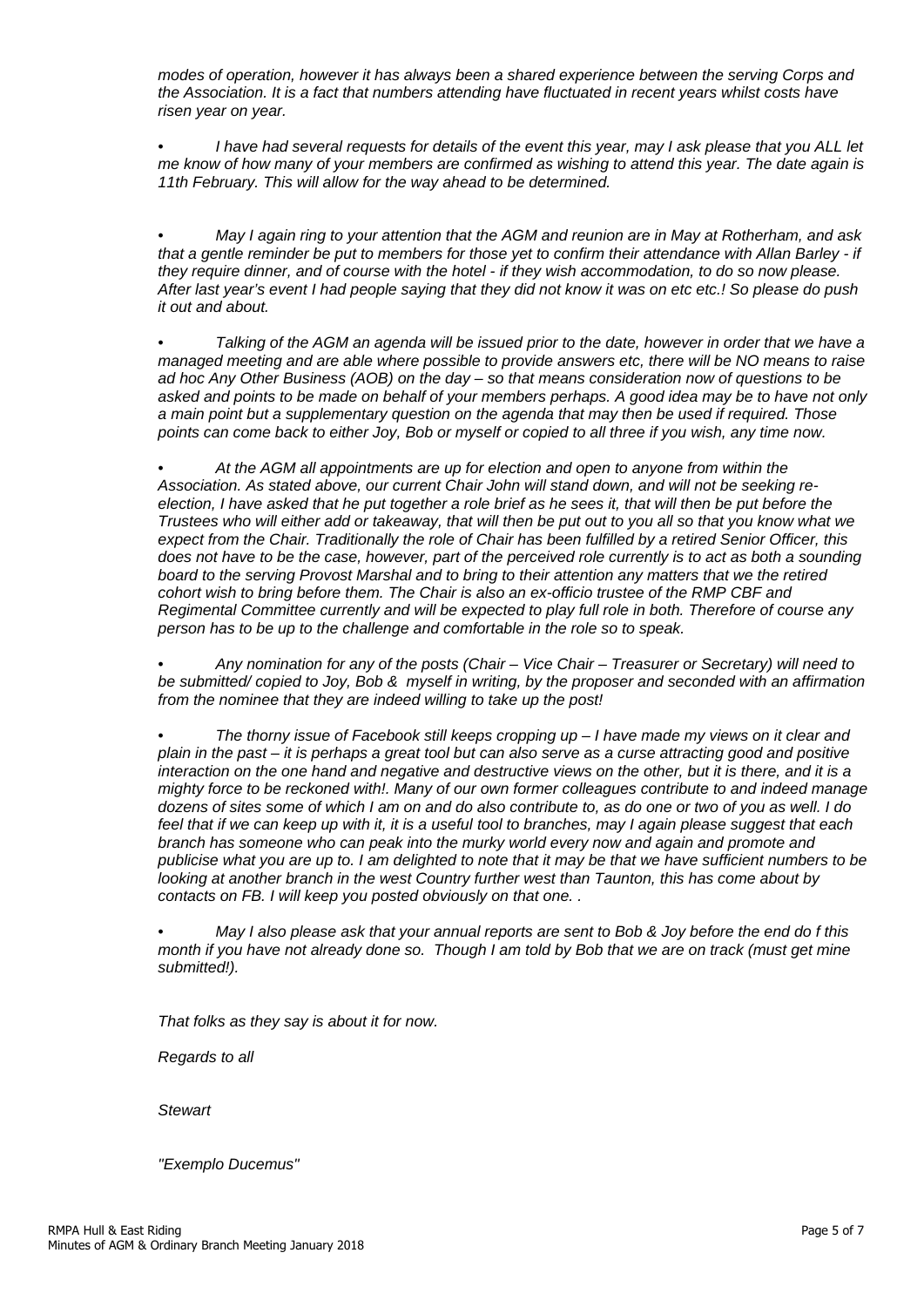*modes of operation, however it has always been a shared experience between the serving Corps and the Association. It is a fact that numbers attending have fluctuated in recent years whilst costs have risen year on year.*

- *I have had several requests for details of the event this year, may I ask please that you ALL let me know of how many of your members are confirmed as wishing to attend this year. The date again is 11th February. This will allow for the way ahead to be determined.*

- *May I again ring to your attention that the AGM and reunion are in May at Rotherham, and ask that a gentle reminder be put to members for those yet to confirm their attendance with Allan Barley - if they require dinner, and of course with the hotel - if they wish accommodation, to do so now please. After last year's event I had people saying that they did not know it was on etc etc.! So please do push it out and about.*

- *Talking of the AGM an agenda will be issued prior to the date, however in order that we have a managed meeting and are able where possible to provide answers etc, there will be NO means to raise ad hoc Any Other Business (AOB) on the day – so that means consideration now of questions to be asked and points to be made on behalf of your members perhaps. A good idea may be to have not only a main point but a supplementary question on the agenda that may then be used if required. Those points can come back to either Joy, Bob or myself or copied to all three if you wish, any time now.*

- *At the AGM all appointments are up for election and open to anyone from within the Association. As stated above, our current Chair John will stand down, and will not be seeking re-election, I have asked that he put together a role brief as he sees it, that will then be put before the Trustees who will either add or takeaway, that will then be put out to you all so that you know what we expect from the Chair. Traditionally the role of Chair has been fulfilled by a retired Senior Officer, this does not have to be the case, however, part of the perceived role currently is to act as both a sounding board to the serving Provost Marshal and to bring to their attention any matters that we the retired cohort wish to bring before them. The Chair is also an ex-officio trustee of the RMP CBF and Regimental Committee currently and will be expected to play full role in both. Therefore of course any person has to be up to the challenge and comfortable in the role so to speak.*

- *Any nomination for any of the posts (Chair – Vice Chair – Treasurer or Secretary) will need to be submitted/ copied to Joy, Bob & myself in writing, by the proposer and seconded with an affirmation from the nominee that they are indeed willing to take up the post!*

- *The thorny issue of Facebook still keeps cropping up – I have made my views on it clear and plain in the past – it is perhaps a great tool but can also serve as a curse attracting good and positive interaction on the one hand and negative and destructive views on the other, but it is there, and it is a mighty force to be reckoned with!. Many of our own former colleagues contribute to and indeed manage dozens of sites some of which I am on and do also contribute to, as do one or two of you as well. I do feel that if we can keep up with it, it is a useful tool to branches, may I again please suggest that each branch has someone who can peak into the murky world every now and again and promote and publicise what you are up to. I am delighted to note that it may be that we have sufficient numbers to be looking at another branch in the west Country further west than Taunton, this has come about by contacts on FB. I will keep you posted obviously on that one. .*

- *May I also please ask that your annual reports are sent to Bob & Joy before the end do f this month if you have not already done so. Though I am told by Bob that we are on track (must get mine submitted!).*

*That folks as they say is about it for now.*

*Regards to all*

*Stewart*

*"Exemplo Ducemus"*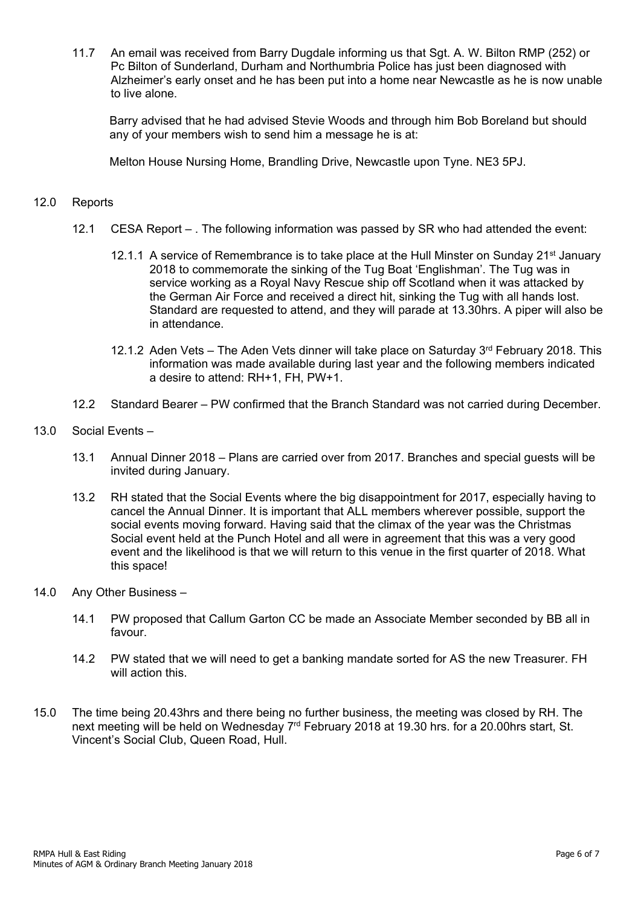11.7 An email was received from Barry Dugdale informing us that Sgt. A. W. Bilton RMP (252) or Pc Bilton of Sunderland, Durham and Northumbria Police has just been diagnosed with Alzheimer's early onset and he has been put into a home near Newcastle as he is now unable to live alone.

Barry advised that he had advised Stevie Woods and through him Bob Boreland but should any of your members wish to send him a message he is at:

Melton House Nursing Home, Brandling Drive, Newcastle upon Tyne. NE3 5PJ.

12.0 Reports

12.1 CESA Report – . The following information was passed by SR who had attended the event:

12.1.1 A service of Remembrance is to take place at the Hull Minster on Sunday 21st January 2018 to commemorate the sinking of the Tug Boat 'Englishman'. The Tug was in service working as a Royal Navy Rescue ship off Scotland when it was attacked by the German Air Force and received a direct hit, sinking the Tug with all hands lost. Standard are requested to attend, and they will parade at 13.30hrs. A piper will also be in attendance.

12.1.2 Aden Vets – The Aden Vets dinner will take place on Saturday 3rd February 2018. This information was made available during last year and the following members indicated a desire to attend: RH+1, FH, PW+1.

12.2 Standard Bearer – PW confirmed that the Branch Standard was not carried during December.

13.0 Social Events –

13.1 Annual Dinner 2018 – Plans are carried over from 2017. Branches and special guests will be invited during January.

13.2 RH stated that the Social Events where the big disappointment for 2017, especially having to cancel the Annual Dinner. It is important that ALL members wherever possible, support the social events moving forward. Having said that the climax of the year was the Christmas Social event held at the Punch Hotel and all were in agreement that this was a very good event and the likelihood is that we will return to this venue in the first quarter of 2018. What this space!

14.0 Any Other Business –

14.1 PW proposed that Callum Garton CC be made an Associate Member seconded by BB all in favour.

14.2 PW stated that we will need to get a banking mandate sorted for AS the new Treasurer. FH will action this.

15.0 The time being 20.43hrs and there being no further business, the meeting was closed by RH. The next meeting will be held on Wednesday 7rd February 2018 at 19.30 hrs. for a 20.00hrs start, St. Vincent's Social Club, Queen Road, Hull.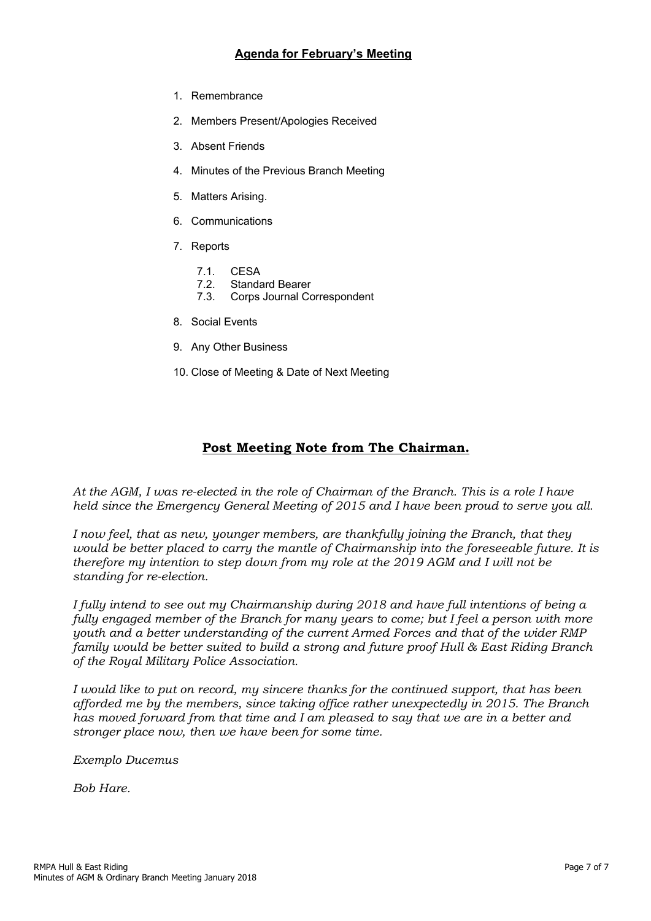## Agenda for February's Meeting

1. Remembrance
2. Members Present/Apologies Received
3. Absent Friends
4. Minutes of the Previous Branch Meeting
5. Matters Arising.
6. Communications
7. Reports
   - 7.1. CESA
   - 7.2. Standard Bearer
   - 7.3. Corps Journal Correspondent
8. Social Events
9. Any Other Business
10. Close of Meeting & Date of Next Meeting

## Post Meeting Note from The Chairman.

*At the AGM, I was re-elected in the role of Chairman of the Branch. This is a role I have held since the Emergency General Meeting of 2015 and I have been proud to serve you all.*

*I now feel, that as new, younger members, are thankfully joining the Branch, that they would be better placed to carry the mantle of Chairmanship into the foreseeable future. It is therefore my intention to step down from my role at the 2019 AGM and I will not be standing for re-election.*

*I fully intend to see out my Chairmanship during 2018 and have full intentions of being a fully engaged member of the Branch for many years to come; but I feel a person with more youth and a better understanding of the current Armed Forces and that of the wider RMP family would be better suited to build a strong and future proof Hull & East Riding Branch of the Royal Military Police Association.*

*I would like to put on record, my sincere thanks for the continued support, that has been afforded me by the members, since taking office rather unexpectedly in 2015. The Branch has moved forward from that time and I am pleased to say that we are in a better and stronger place now, then we have been for some time.*

*Exemplo Ducemus*

*Bob Hare.*